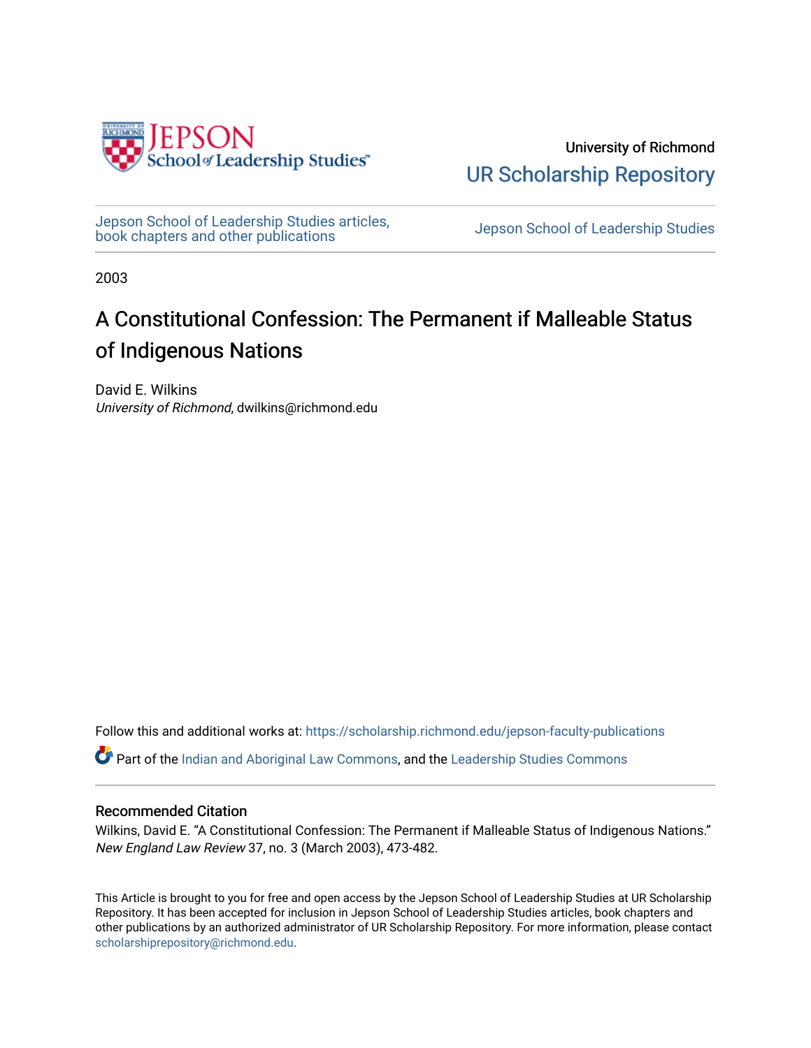University of Richmond

UR Scholarship Repository

Jepson School of Leadership Studies articles, book chapters and other publications

Jepson School of Leadership Studies

2003

# A Constitutional Confession: The Permanent if Malleable Status of Indigenous Nations

David E. Wilkins

*University of Richmond*, dwilkins@richmond.edu

Follow this and additional works at: https://scholarship.richmond.edu/jepson-faculty-publications

Part of the Indian and Aboriginal Law Commons, and the Leadership Studies Commons

## Recommended Citation

Wilkins, David E. "A Constitutional Confession: The Permanent if Malleable Status of Indigenous Nations." *New England Law Review* 37, no. 3 (March 2003), 473-482.

This Article is brought to you for free and open access by the Jepson School of Leadership Studies at UR Scholarship Repository. It has been accepted for inclusion in Jepson School of Leadership Studies articles, book chapters and other publications by an authorized administrator of UR Scholarship Repository. For more information, please contact scholarshiprepository@richmond.edu.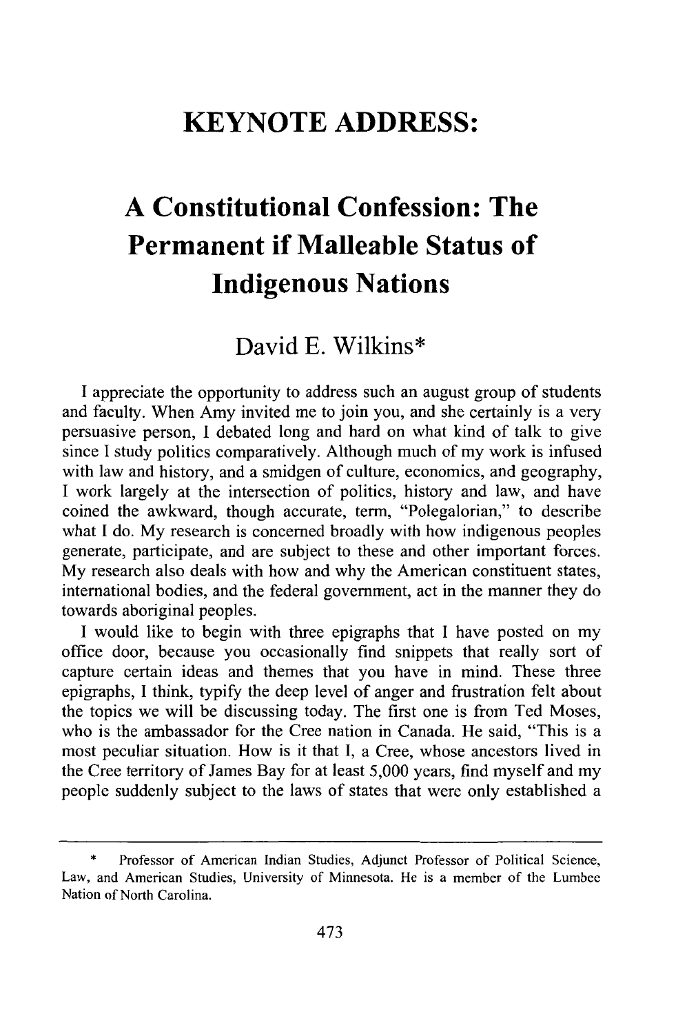# KEYNOTE ADDRESS:

# A Constitutional Confession: The Permanent if Malleable Status of Indigenous Nations

## David E. Wilkins*

I appreciate the opportunity to address such an august group of students and faculty. When Amy invited me to join you, and she certainly is a very persuasive person, I debated long and hard on what kind of talk to give since I study politics comparatively. Although much of my work is infused with law and history, and a smidgen of culture, economics, and geography, I work largely at the intersection of politics, history and law, and have coined the awkward, though accurate, term, "Polegalorian," to describe what I do. My research is concerned broadly with how indigenous peoples generate, participate, and are subject to these and other important forces. My research also deals with how and why the American constituent states, international bodies, and the federal government, act in the manner they do towards aboriginal peoples.

I would like to begin with three epigraphs that I have posted on my office door, because you occasionally find snippets that really sort of capture certain ideas and themes that you have in mind. These three epigraphs, I think, typify the deep level of anger and frustration felt about the topics we will be discussing today. The first one is from Ted Moses, who is the ambassador for the Cree nation in Canada. He said, "This is a most peculiar situation. How is it that I, a Cree, whose ancestors lived in the Cree territory of James Bay for at least 5,000 years, find myself and my people suddenly subject to the laws of states that were only established a

---

\* Professor of American Indian Studies, Adjunct Professor of Political Science, Law, and American Studies, University of Minnesota. He is a member of the Lumbee Nation of North Carolina.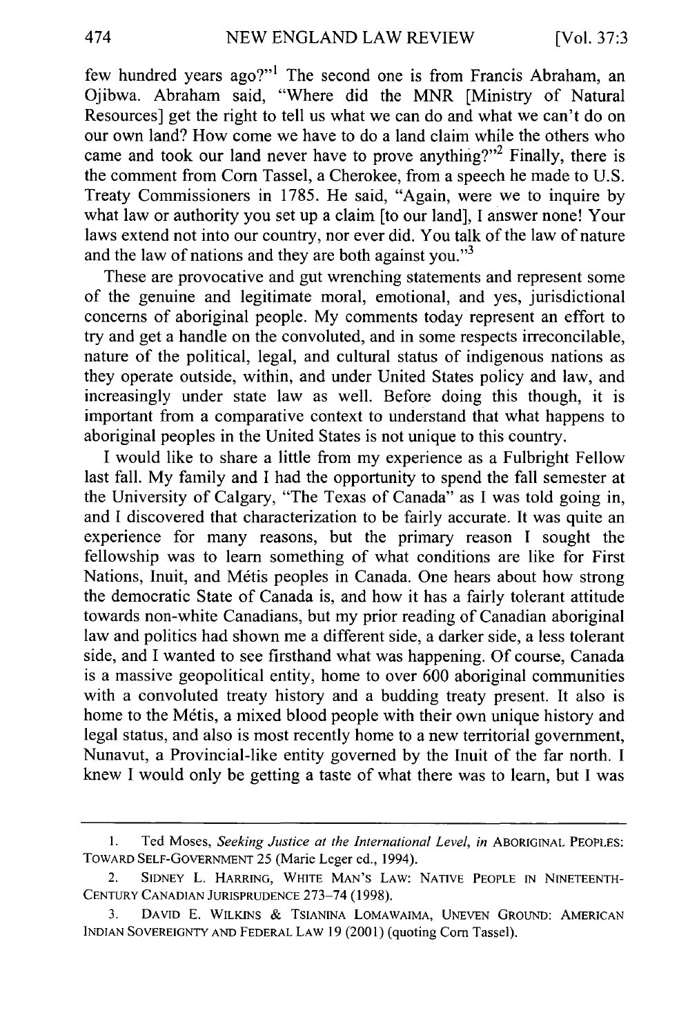few hundred years ago?"[1] The second one is from Francis Abraham, an Ojibwa. Abraham said, "Where did the MNR [Ministry of Natural Resources] get the right to tell us what we can do and what we can't do on our own land? How come we have to do a land claim while the others who came and took our land never have to prove anything?"[2] Finally, there is the comment from Corn Tassel, a Cherokee, from a speech he made to U.S. Treaty Commissioners in 1785. He said, "Again, were we to inquire by what law or authority you set up a claim [to our land], I answer none! Your laws extend not into our country, nor ever did. You talk of the law of nature and the law of nations and they are both against you."[3]

These are provocative and gut wrenching statements and represent some of the genuine and legitimate moral, emotional, and yes, jurisdictional concerns of aboriginal people. My comments today represent an effort to try and get a handle on the convoluted, and in some respects irreconcilable, nature of the political, legal, and cultural status of indigenous nations as they operate outside, within, and under United States policy and law, and increasingly under state law as well. Before doing this though, it is important from a comparative context to understand that what happens to aboriginal peoples in the United States is not unique to this country.

I would like to share a little from my experience as a Fulbright Fellow last fall. My family and I had the opportunity to spend the fall semester at the University of Calgary, "The Texas of Canada" as I was told going in, and I discovered that characterization to be fairly accurate. It was quite an experience for many reasons, but the primary reason I sought the fellowship was to learn something of what conditions are like for First Nations, Inuit, and Métis peoples in Canada. One hears about how strong the democratic State of Canada is, and how it has a fairly tolerant attitude towards non-white Canadians, but my prior reading of Canadian aboriginal law and politics had shown me a different side, a darker side, a less tolerant side, and I wanted to see firsthand what was happening. Of course, Canada is a massive geopolitical entity, home to over 600 aboriginal communities with a convoluted treaty history and a budding treaty present. It also is home to the Métis, a mixed blood people with their own unique history and legal status, and also is most recently home to a new territorial government, Nunavut, a Provincial-like entity governed by the Inuit of the far north. I knew I would only be getting a taste of what there was to learn, but I was

---

1. Ted Moses, *Seeking Justice at the International Level*, *in* ABORIGINAL PEOPLES: TOWARD SELF-GOVERNMENT 25 (Marie Leger ed., 1994).

2. SIDNEY L. HARRING, WHITE MAN'S LAW: NATIVE PEOPLE IN NINETEENTH-CENTURY CANADIAN JURISPRUDENCE 273–74 (1998).

3. DAVID E. WILKINS & TSIANINA LOMAWAIMA, UNEVEN GROUND: AMERICAN INDIAN SOVEREIGNTY AND FEDERAL LAW 19 (2001) (quoting Corn Tassel).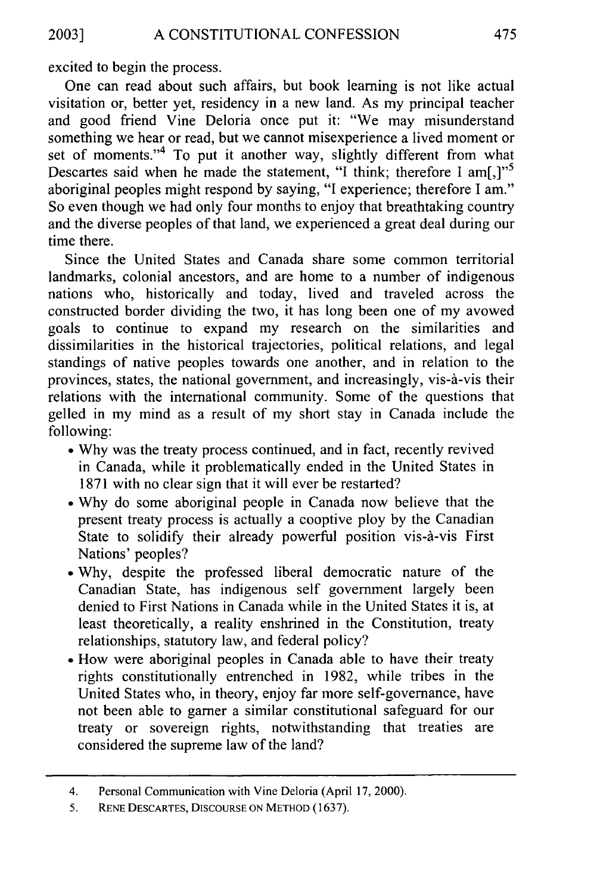excited to begin the process.

One can read about such affairs, but book learning is not like actual visitation or, better yet, residency in a new land. As my principal teacher and good friend Vine Deloria once put it: "We may misunderstand something we hear or read, but we cannot misexperience a lived moment or set of moments."[4] To put it another way, slightly different from what Descartes said when he made the statement, "I think; therefore I am[,]"[5] aboriginal peoples might respond by saying, "I experience; therefore I am." So even though we had only four months to enjoy that breathtaking country and the diverse peoples of that land, we experienced a great deal during our time there.

Since the United States and Canada share some common territorial landmarks, colonial ancestors, and are home to a number of indigenous nations who, historically and today, lived and traveled across the constructed border dividing the two, it has long been one of my avowed goals to continue to expand my research on the similarities and dissimilarities in the historical trajectories, political relations, and legal standings of native peoples towards one another, and in relation to the provinces, states, the national government, and increasingly, vis-à-vis their relations with the international community. Some of the questions that gelled in my mind as a result of my short stay in Canada include the following:

- Why was the treaty process continued, and in fact, recently revived in Canada, while it problematically ended in the United States in 1871 with no clear sign that it will ever be restarted?
- Why do some aboriginal people in Canada now believe that the present treaty process is actually a cooptive ploy by the Canadian State to solidify their already powerful position vis-à-vis First Nations' peoples?
- Why, despite the professed liberal democratic nature of the Canadian State, has indigenous self government largely been denied to First Nations in Canada while in the United States it is, at least theoretically, a reality enshrined in the Constitution, treaty relationships, statutory law, and federal policy?
- How were aboriginal peoples in Canada able to have their treaty rights constitutionally entrenched in 1982, while tribes in the United States who, in theory, enjoy far more self-governance, have not been able to garner a similar constitutional safeguard for our treaty or sovereign rights, notwithstanding that treaties are considered the supreme law of the land?

---

4. Personal Communication with Vine Deloria (April 17, 2000).

5. RENE DESCARTES, DISCOURSE ON METHOD (1637).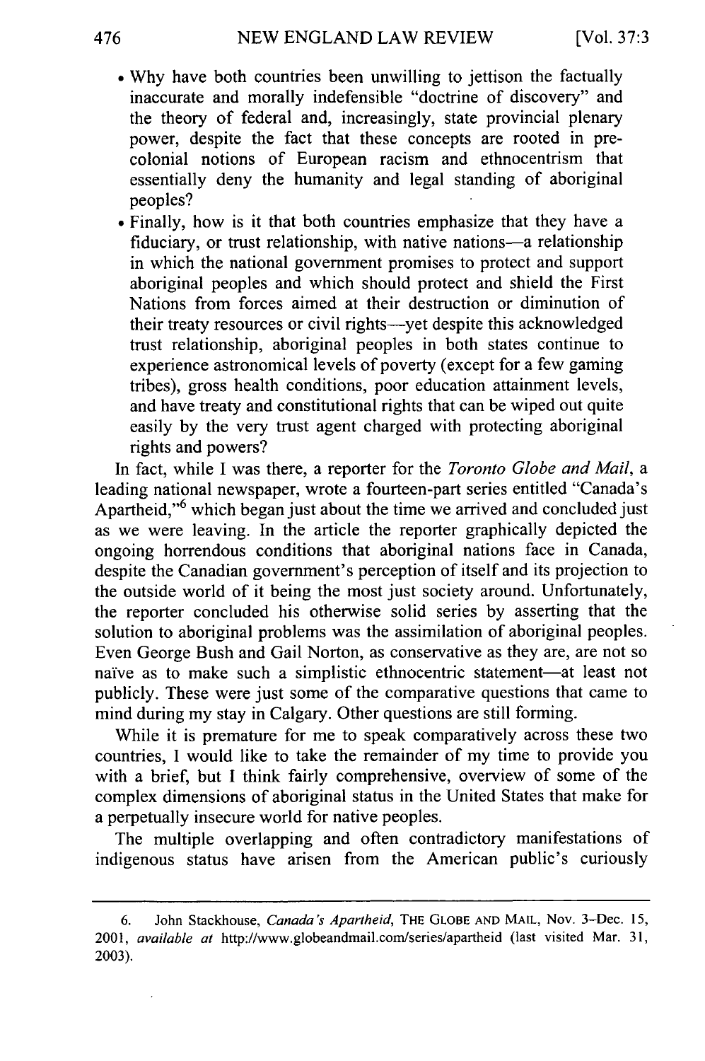- Why have both countries been unwilling to jettison the factually inaccurate and morally indefensible "doctrine of discovery" and the theory of federal and, increasingly, state provincial plenary power, despite the fact that these concepts are rooted in pre-colonial notions of European racism and ethnocentrism that essentially deny the humanity and legal standing of aboriginal peoples?
- Finally, how is it that both countries emphasize that they have a fiduciary, or trust relationship, with native nations—a relationship in which the national government promises to protect and support aboriginal peoples and which should protect and shield the First Nations from forces aimed at their destruction or diminution of their treaty resources or civil rights—yet despite this acknowledged trust relationship, aboriginal peoples in both states continue to experience astronomical levels of poverty (except for a few gaming tribes), gross health conditions, poor education attainment levels, and have treaty and constitutional rights that can be wiped out quite easily by the very trust agent charged with protecting aboriginal rights and powers?

In fact, while I was there, a reporter for the *Toronto Globe and Mail*, a leading national newspaper, wrote a fourteen-part series entitled "Canada's Apartheid,"[6] which began just about the time we arrived and concluded just as we were leaving. In the article the reporter graphically depicted the ongoing horrendous conditions that aboriginal nations face in Canada, despite the Canadian government's perception of itself and its projection to the outside world of it being the most just society around. Unfortunately, the reporter concluded his otherwise solid series by asserting that the solution to aboriginal problems was the assimilation of aboriginal peoples. Even George Bush and Gail Norton, as conservative as they are, are not so naïve as to make such a simplistic ethnocentric statement—at least not publicly. These were just some of the comparative questions that came to mind during my stay in Calgary. Other questions are still forming.

While it is premature for me to speak comparatively across these two countries, I would like to take the remainder of my time to provide you with a brief, but I think fairly comprehensive, overview of some of the complex dimensions of aboriginal status in the United States that make for a perpetually insecure world for native peoples.

The multiple overlapping and often contradictory manifestations of indigenous status have arisen from the American public's curiously

6. John Stackhouse, *Canada's Apartheid*, THE GLOBE AND MAIL, Nov. 3–Dec. 15, 2001, *available at* http://www.globeandmail.com/series/apartheid (last visited Mar. 31, 2003).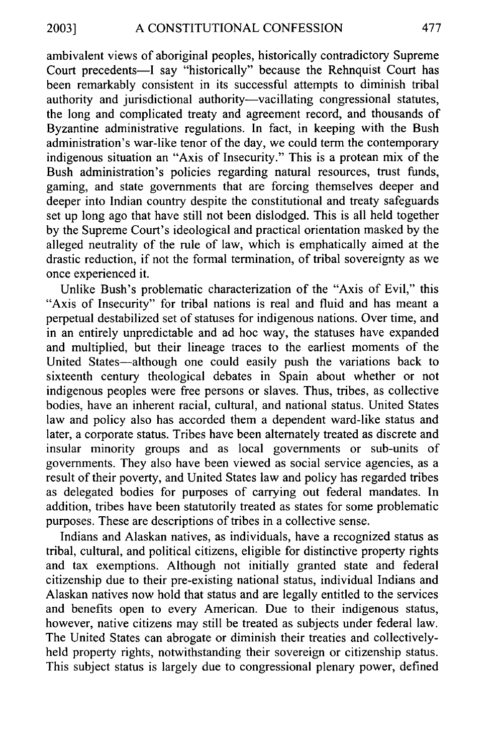ambivalent views of aboriginal peoples, historically contradictory Supreme Court precedents—I say "historically" because the Rehnquist Court has been remarkably consistent in its successful attempts to diminish tribal authority and jurisdictional authority—vacillating congressional statutes, the long and complicated treaty and agreement record, and thousands of Byzantine administrative regulations. In fact, in keeping with the Bush administration's war-like tenor of the day, we could term the contemporary indigenous situation an "Axis of Insecurity." This is a protean mix of the Bush administration's policies regarding natural resources, trust funds, gaming, and state governments that are forcing themselves deeper and deeper into Indian country despite the constitutional and treaty safeguards set up long ago that have still not been dislodged. This is all held together by the Supreme Court's ideological and practical orientation masked by the alleged neutrality of the rule of law, which is emphatically aimed at the drastic reduction, if not the formal termination, of tribal sovereignty as we once experienced it.

Unlike Bush's problematic characterization of the "Axis of Evil," this "Axis of Insecurity" for tribal nations is real and fluid and has meant a perpetual destabilized set of statuses for indigenous nations. Over time, and in an entirely unpredictable and ad hoc way, the statuses have expanded and multiplied, but their lineage traces to the earliest moments of the United States—although one could easily push the variations back to sixteenth century theological debates in Spain about whether or not indigenous peoples were free persons or slaves. Thus, tribes, as collective bodies, have an inherent racial, cultural, and national status. United States law and policy also has accorded them a dependent ward-like status and later, a corporate status. Tribes have been alternately treated as discrete and insular minority groups and as local governments or sub-units of governments. They also have been viewed as social service agencies, as a result of their poverty, and United States law and policy has regarded tribes as delegated bodies for purposes of carrying out federal mandates. In addition, tribes have been statutorily treated as states for some problematic purposes. These are descriptions of tribes in a collective sense.

Indians and Alaskan natives, as individuals, have a recognized status as tribal, cultural, and political citizens, eligible for distinctive property rights and tax exemptions. Although not initially granted state and federal citizenship due to their pre-existing national status, individual Indians and Alaskan natives now hold that status and are legally entitled to the services and benefits open to every American. Due to their indigenous status, however, native citizens may still be treated as subjects under federal law. The United States can abrogate or diminish their treaties and collectively-held property rights, notwithstanding their sovereign or citizenship status. This subject status is largely due to congressional plenary power, defined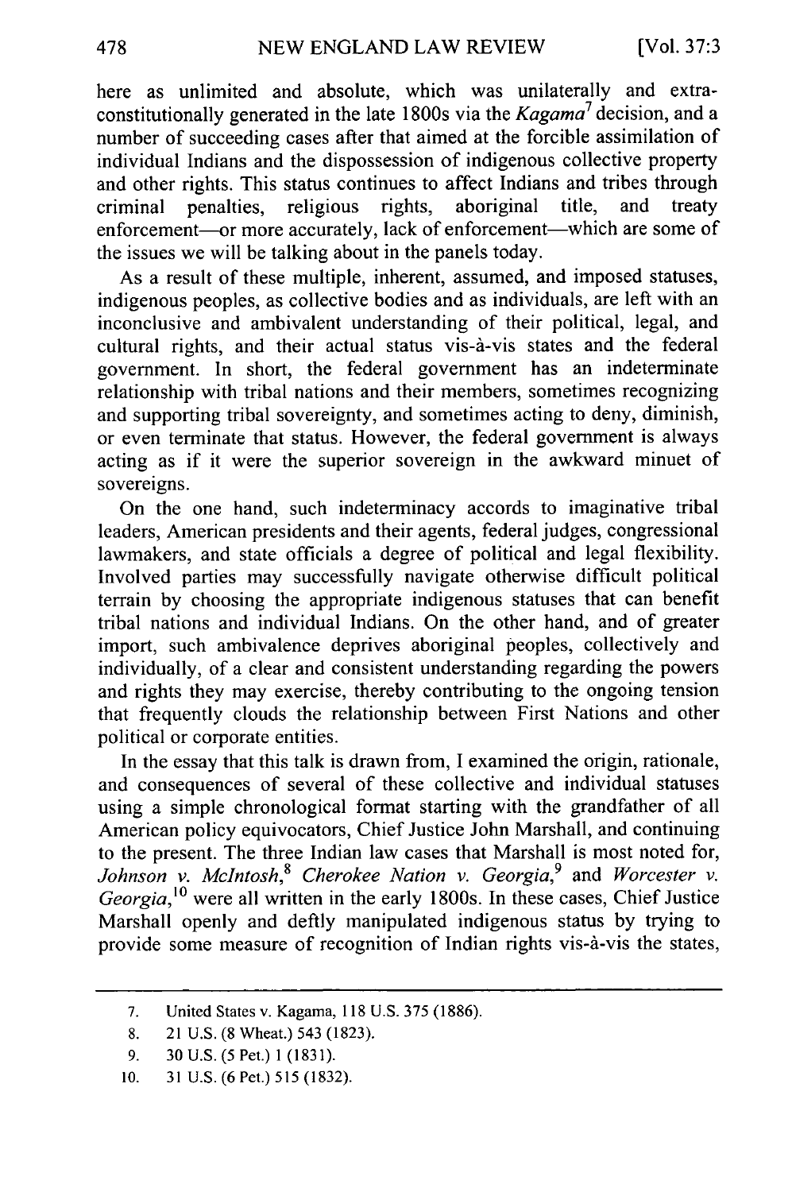here as unlimited and absolute, which was unilaterally and extra-constitutionally generated in the late 1800s via the *Kagama*[7] decision, and a number of succeeding cases after that aimed at the forcible assimilation of individual Indians and the dispossession of indigenous collective property and other rights. This status continues to affect Indians and tribes through criminal penalties, religious rights, aboriginal title, and treaty enforcement—or more accurately, lack of enforcement—which are some of the issues we will be talking about in the panels today.

As a result of these multiple, inherent, assumed, and imposed statuses, indigenous peoples, as collective bodies and as individuals, are left with an inconclusive and ambivalent understanding of their political, legal, and cultural rights, and their actual status vis-à-vis states and the federal government. In short, the federal government has an indeterminate relationship with tribal nations and their members, sometimes recognizing and supporting tribal sovereignty, and sometimes acting to deny, diminish, or even terminate that status. However, the federal government is always acting as if it were the superior sovereign in the awkward minuet of sovereigns.

On the one hand, such indeterminacy accords to imaginative tribal leaders, American presidents and their agents, federal judges, congressional lawmakers, and state officials a degree of political and legal flexibility. Involved parties may successfully navigate otherwise difficult political terrain by choosing the appropriate indigenous statuses that can benefit tribal nations and individual Indians. On the other hand, and of greater import, such ambivalence deprives aboriginal peoples, collectively and individually, of a clear and consistent understanding regarding the powers and rights they may exercise, thereby contributing to the ongoing tension that frequently clouds the relationship between First Nations and other political or corporate entities.

In the essay that this talk is drawn from, I examined the origin, rationale, and consequences of several of these collective and individual statuses using a simple chronological format starting with the grandfather of all American policy equivocators, Chief Justice John Marshall, and continuing to the present. The three Indian law cases that Marshall is most noted for, *Johnson v. McIntosh*,[8] *Cherokee Nation v. Georgia*,[9] and *Worcester v. Georgia*,[10] were all written in the early 1800s. In these cases, Chief Justice Marshall openly and deftly manipulated indigenous status by trying to provide some measure of recognition of Indian rights vis-à-vis the states,

---

7. United States v. Kagama, 118 U.S. 375 (1886).

8. 21 U.S. (8 Wheat.) 543 (1823).

9. 30 U.S. (5 Pet.) 1 (1831).

10. 31 U.S. (6 Pet.) 515 (1832).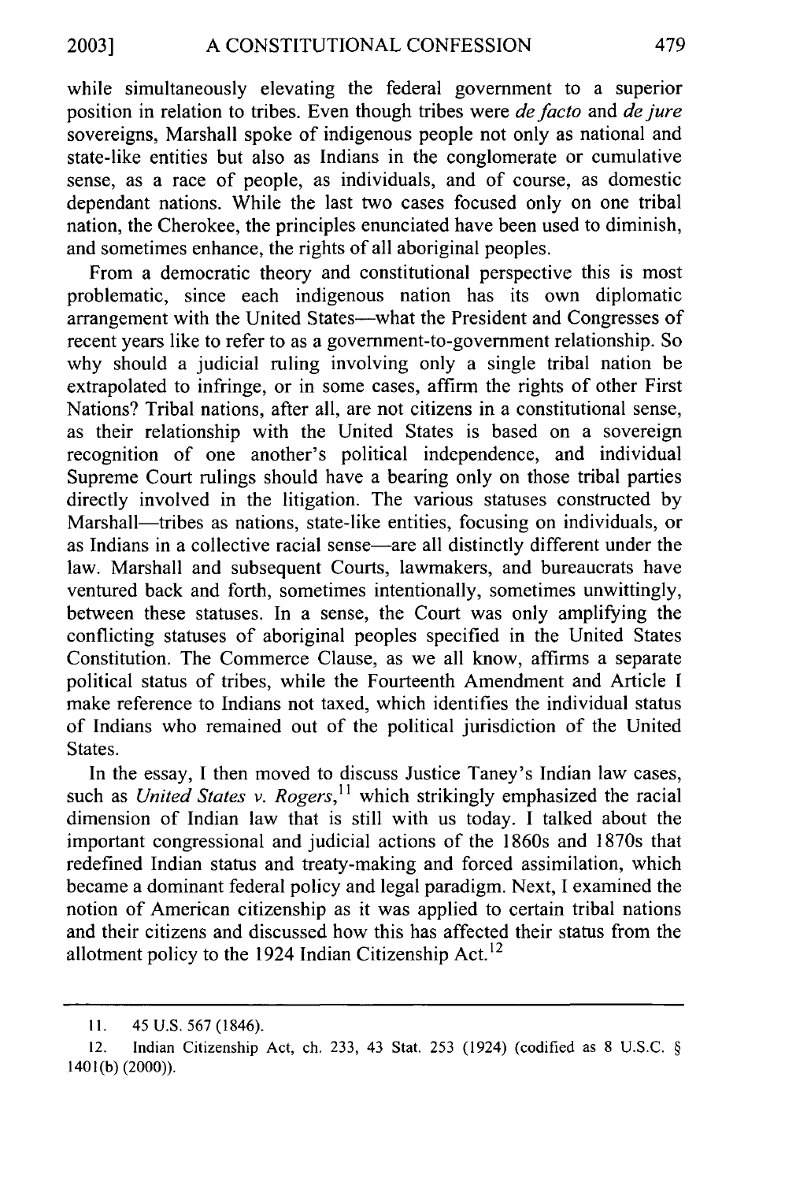while simultaneously elevating the federal government to a superior position in relation to tribes. Even though tribes were *de facto* and *de jure* sovereigns, Marshall spoke of indigenous people not only as national and state-like entities but also as Indians in the conglomerate or cumulative sense, as a race of people, as individuals, and of course, as domestic dependant nations. While the last two cases focused only on one tribal nation, the Cherokee, the principles enunciated have been used to diminish, and sometimes enhance, the rights of all aboriginal peoples.

From a democratic theory and constitutional perspective this is most problematic, since each indigenous nation has its own diplomatic arrangement with the United States—what the President and Congresses of recent years like to refer to as a government-to-government relationship. So why should a judicial ruling involving only a single tribal nation be extrapolated to infringe, or in some cases, affirm the rights of other First Nations? Tribal nations, after all, are not citizens in a constitutional sense, as their relationship with the United States is based on a sovereign recognition of one another's political independence, and individual Supreme Court rulings should have a bearing only on those tribal parties directly involved in the litigation. The various statuses constructed by Marshall—tribes as nations, state-like entities, focusing on individuals, or as Indians in a collective racial sense—are all distinctly different under the law. Marshall and subsequent Courts, lawmakers, and bureaucrats have ventured back and forth, sometimes intentionally, sometimes unwittingly, between these statuses. In a sense, the Court was only amplifying the conflicting statuses of aboriginal peoples specified in the United States Constitution. The Commerce Clause, as we all know, affirms a separate political status of tribes, while the Fourteenth Amendment and Article I make reference to Indians not taxed, which identifies the individual status of Indians who remained out of the political jurisdiction of the United States.

In the essay, I then moved to discuss Justice Taney's Indian law cases, such as *United States v. Rogers*,[11] which strikingly emphasized the racial dimension of Indian law that is still with us today. I talked about the important congressional and judicial actions of the 1860s and 1870s that redefined Indian status and treaty-making and forced assimilation, which became a dominant federal policy and legal paradigm. Next, I examined the notion of American citizenship as it was applied to certain tribal nations and their citizens and discussed how this has affected their status from the allotment policy to the 1924 Indian Citizenship Act.[12]

---

11. 45 U.S. 567 (1846).

12. Indian Citizenship Act, ch. 233, 43 Stat. 253 (1924) (codified as 8 U.S.C. § 1401(b) (2000)).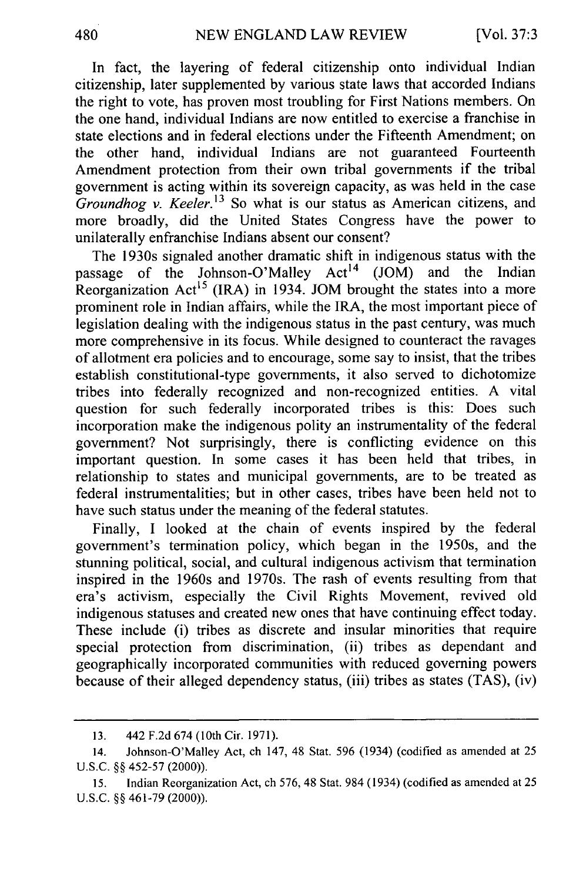In fact, the layering of federal citizenship onto individual Indian citizenship, later supplemented by various state laws that accorded Indians the right to vote, has proven most troubling for First Nations members. On the one hand, individual Indians are now entitled to exercise a franchise in state elections and in federal elections under the Fifteenth Amendment; on the other hand, individual Indians are not guaranteed Fourteenth Amendment protection from their own tribal governments if the tribal government is acting within its sovereign capacity, as was held in the case *Groundhog v. Keeler.*[13] So what is our status as American citizens, and more broadly, did the United States Congress have the power to unilaterally enfranchise Indians absent our consent?

The 1930s signaled another dramatic shift in indigenous status with the passage of the Johnson-O'Malley Act[14] (JOM) and the Indian Reorganization Act[15] (IRA) in 1934. JOM brought the states into a more prominent role in Indian affairs, while the IRA, the most important piece of legislation dealing with the indigenous status in the past century, was much more comprehensive in its focus. While designed to counteract the ravages of allotment era policies and to encourage, some say to insist, that the tribes establish constitutional-type governments, it also served to dichotomize tribes into federally recognized and non-recognized entities. A vital question for such federally incorporated tribes is this: Does such incorporation make the indigenous polity an instrumentality of the federal government? Not surprisingly, there is conflicting evidence on this important question. In some cases it has been held that tribes, in relationship to states and municipal governments, are to be treated as federal instrumentalities; but in other cases, tribes have been held not to have such status under the meaning of the federal statutes.

Finally, I looked at the chain of events inspired by the federal government's termination policy, which began in the 1950s, and the stunning political, social, and cultural indigenous activism that termination inspired in the 1960s and 1970s. The rash of events resulting from that era's activism, especially the Civil Rights Movement, revived old indigenous statuses and created new ones that have continuing effect today. These include (i) tribes as discrete and insular minorities that require special protection from discrimination, (ii) tribes as dependant and geographically incorporated communities with reduced governing powers because of their alleged dependency status, (iii) tribes as states (TAS), (iv)

---

13. 442 F.2d 674 (10th Cir. 1971).

14. Johnson-O'Malley Act, ch 147, 48 Stat. 596 (1934) (codified as amended at 25 U.S.C. §§ 452-57 (2000)).

15. Indian Reorganization Act, ch 576, 48 Stat. 984 (1934) (codified as amended at 25 U.S.C. §§ 461-79 (2000)).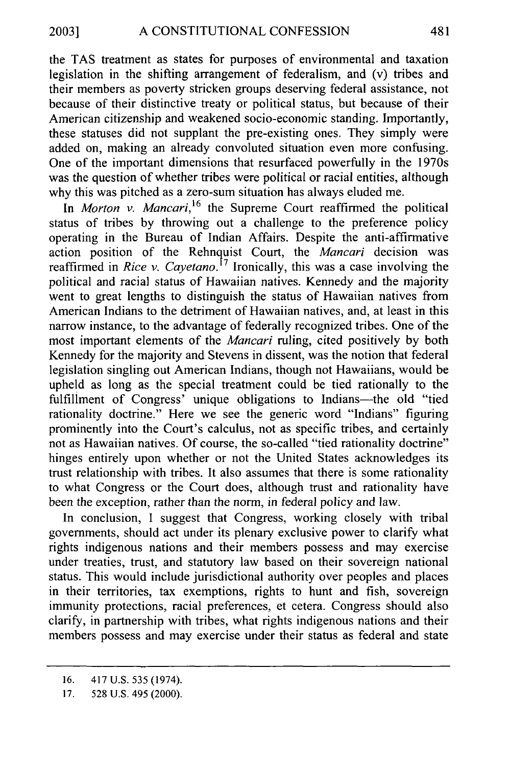the TAS treatment as states for purposes of environmental and taxation legislation in the shifting arrangement of federalism, and (v) tribes and their members as poverty stricken groups deserving federal assistance, not because of their distinctive treaty or political status, but because of their American citizenship and weakened socio-economic standing. Importantly, these statuses did not supplant the pre-existing ones. They simply were added on, making an already convoluted situation even more confusing. One of the important dimensions that resurfaced powerfully in the 1970s was the question of whether tribes were political or racial entities, although why this was pitched as a zero-sum situation has always eluded me.

In *Morton v. Mancari*,[16] the Supreme Court reaffirmed the political status of tribes by throwing out a challenge to the preference policy operating in the Bureau of Indian Affairs. Despite the anti-affirmative action position of the Rehnquist Court, the *Mancari* decision was reaffirmed in *Rice v. Cayetano*.[17] Ironically, this was a case involving the political and racial status of Hawaiian natives. Kennedy and the majority went to great lengths to distinguish the status of Hawaiian natives from American Indians to the detriment of Hawaiian natives, and, at least in this narrow instance, to the advantage of federally recognized tribes. One of the most important elements of the *Mancari* ruling, cited positively by both Kennedy for the majority and Stevens in dissent, was the notion that federal legislation singling out American Indians, though not Hawaiians, would be upheld as long as the special treatment could be tied rationally to the fulfillment of Congress' unique obligations to Indians—the old "tied rationality doctrine." Here we see the generic word "Indians" figuring prominently into the Court's calculus, not as specific tribes, and certainly not as Hawaiian natives. Of course, the so-called "tied rationality doctrine" hinges entirely upon whether or not the United States acknowledges its trust relationship with tribes. It also assumes that there is some rationality to what Congress or the Court does, although trust and rationality have been the exception, rather than the norm, in federal policy and law.

In conclusion, I suggest that Congress, working closely with tribal governments, should act under its plenary exclusive power to clarify what rights indigenous nations and their members possess and may exercise under treaties, trust, and statutory law based on their sovereign national status. This would include jurisdictional authority over peoples and places in their territories, tax exemptions, rights to hunt and fish, sovereign immunity protections, racial preferences, et cetera. Congress should also clarify, in partnership with tribes, what rights indigenous nations and their members possess and may exercise under their status as federal and state

---

16. 417 U.S. 535 (1974).

17. 528 U.S. 495 (2000).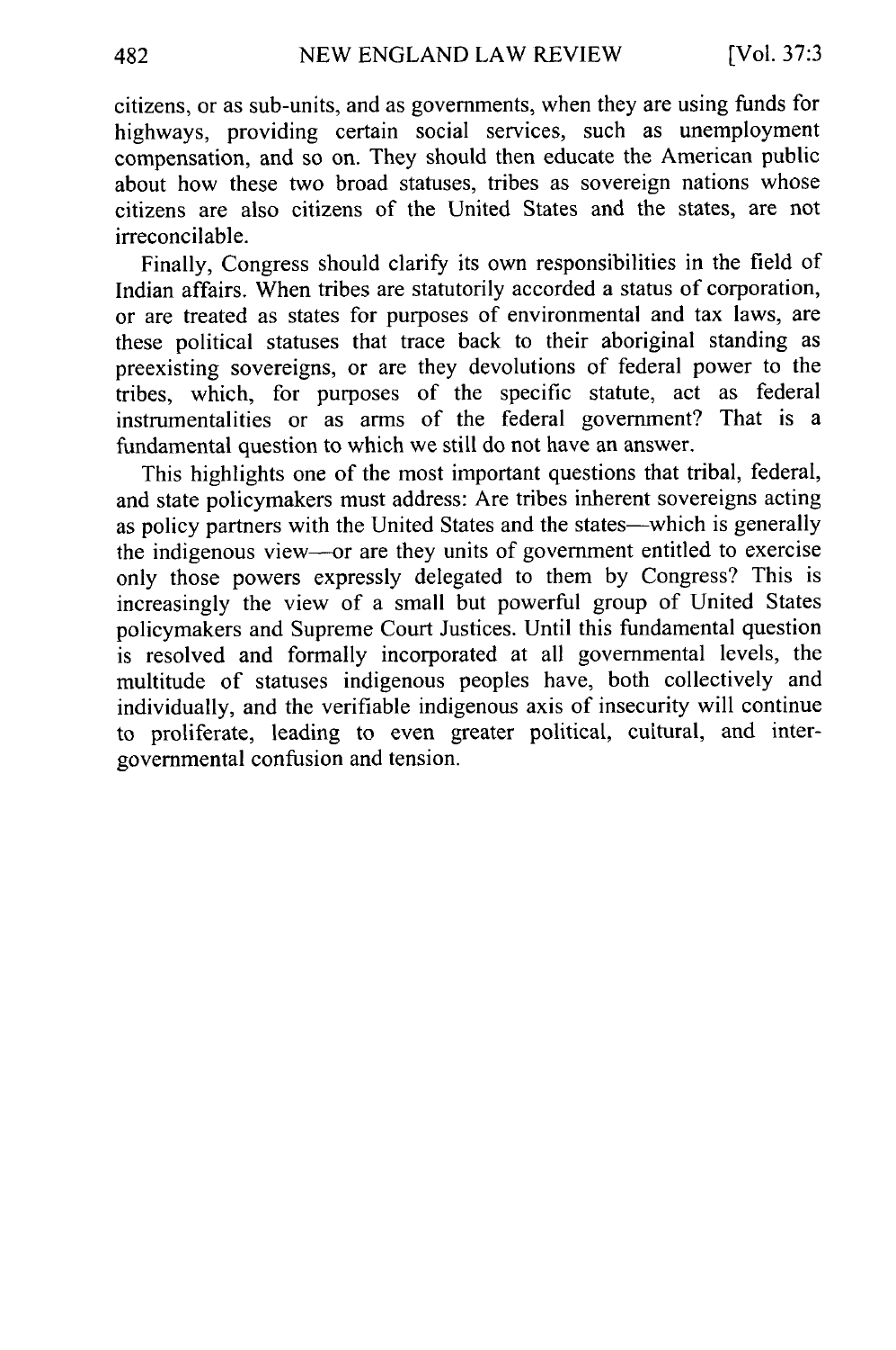citizens, or as sub-units, and as governments, when they are using funds for highways, providing certain social services, such as unemployment compensation, and so on. They should then educate the American public about how these two broad statuses, tribes as sovereign nations whose citizens are also citizens of the United States and the states, are not irreconcilable.

Finally, Congress should clarify its own responsibilities in the field of Indian affairs. When tribes are statutorily accorded a status of corporation, or are treated as states for purposes of environmental and tax laws, are these political statuses that trace back to their aboriginal standing as preexisting sovereigns, or are they devolutions of federal power to the tribes, which, for purposes of the specific statute, act as federal instrumentalities or as arms of the federal government? That is a fundamental question to which we still do not have an answer.

This highlights one of the most important questions that tribal, federal, and state policymakers must address: Are tribes inherent sovereigns acting as policy partners with the United States and the states—which is generally the indigenous view—or are they units of government entitled to exercise only those powers expressly delegated to them by Congress? This is increasingly the view of a small but powerful group of United States policymakers and Supreme Court Justices. Until this fundamental question is resolved and formally incorporated at all governmental levels, the multitude of statuses indigenous peoples have, both collectively and individually, and the verifiable indigenous axis of insecurity will continue to proliferate, leading to even greater political, cultural, and inter-governmental confusion and tension.